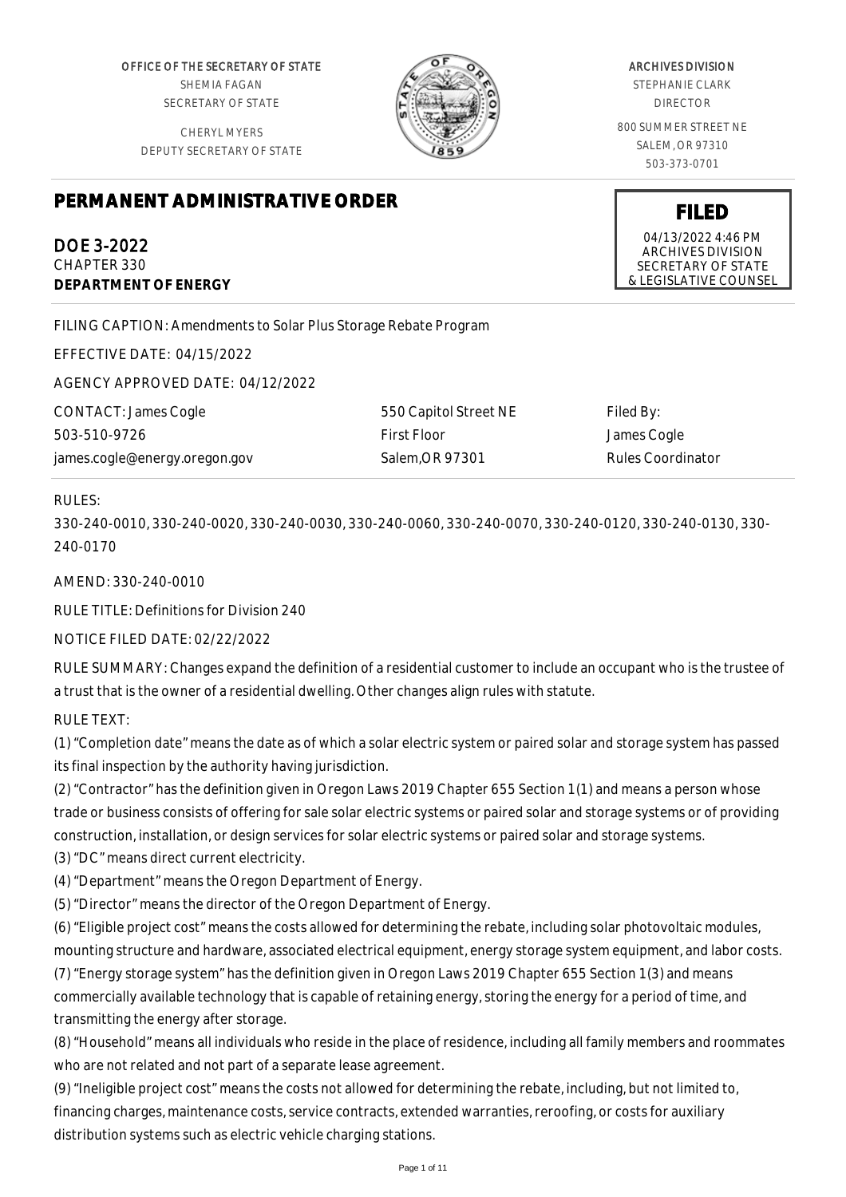OFFICE OF THE SECRETARY OF STATE
SHEMIA FAGAN
SECRETARY OF STATE

CHERYL MYERS
DEPUTY SECRETARY OF STATE

ARCHIVES DIVISION
STEPHANIE CLARK
DIRECTOR

800 SUMMER STREET NE
SALEM, OR 97310
503-373-0701

# PERMANENT ADMINISTRATIVE ORDER

**FILED**
04/13/2022 4:46 PM
ARCHIVES DIVISION
SECRETARY OF STATE
& LEGISLATIVE COUNSEL

DOE 3-2022
CHAPTER 330
**DEPARTMENT OF ENERGY**

FILING CAPTION: Amendments to Solar Plus Storage Rebate Program

EFFECTIVE DATE: 04/15/2022

AGENCY APPROVED DATE: 04/12/2022

CONTACT: James Cogle
503-510-9726
james.cogle@energy.oregon.gov

550 Capitol Street NE
First Floor
Salem,OR 97301

Filed By:
James Cogle
Rules Coordinator

RULES:

330-240-0010, 330-240-0020, 330-240-0030, 330-240-0060, 330-240-0070, 330-240-0120, 330-240-0130, 330-240-0170

AMEND: 330-240-0010

RULE TITLE: Definitions for Division 240

NOTICE FILED DATE: 02/22/2022

RULE SUMMARY: Changes expand the definition of a residential customer to include an occupant who is the trustee of a trust that is the owner of a residential dwelling. Other changes align rules with statute.

RULE TEXT:

(1) "Completion date" means the date as of which a solar electric system or paired solar and storage system has passed its final inspection by the authority having jurisdiction.

(2) "Contractor" has the definition given in Oregon Laws 2019 Chapter 655 Section 1(1) and means a person whose trade or business consists of offering for sale solar electric systems or paired solar and storage systems or of providing construction, installation, or design services for solar electric systems or paired solar and storage systems.

(3) "DC" means direct current electricity.

(4) "Department" means the Oregon Department of Energy.

(5) "Director" means the director of the Oregon Department of Energy.

(6) "Eligible project cost" means the costs allowed for determining the rebate, including solar photovoltaic modules, mounting structure and hardware, associated electrical equipment, energy storage system equipment, and labor costs.

(7) "Energy storage system" has the definition given in Oregon Laws 2019 Chapter 655 Section 1(3) and means commercially available technology that is capable of retaining energy, storing the energy for a period of time, and transmitting the energy after storage.

(8) "Household" means all individuals who reside in the place of residence, including all family members and roommates who are not related and not part of a separate lease agreement.

(9) "Ineligible project cost" means the costs not allowed for determining the rebate, including, but not limited to, financing charges, maintenance costs, service contracts, extended warranties, reroofing, or costs for auxiliary distribution systems such as electric vehicle charging stations.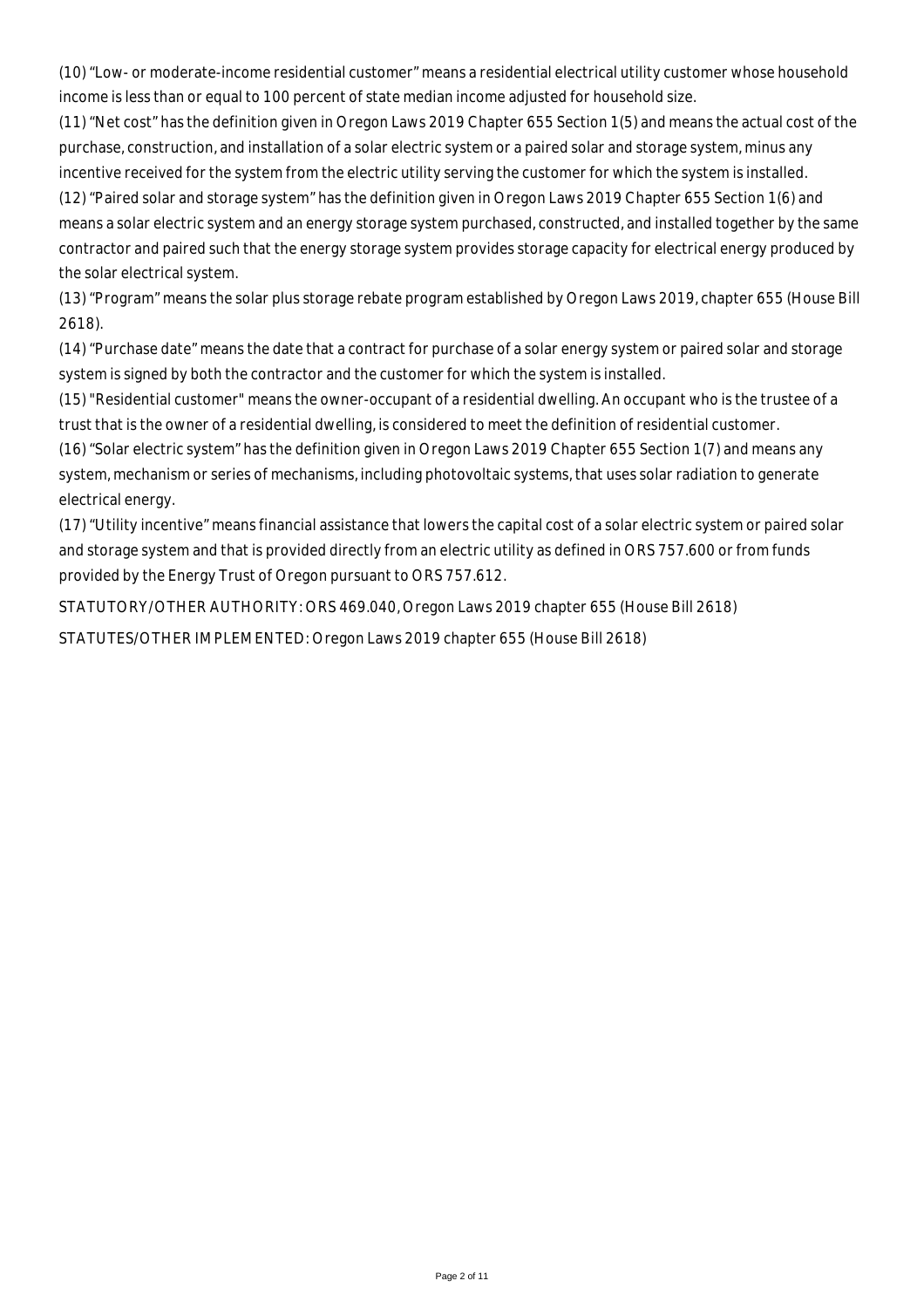(10) “Low- or moderate-income residential customer” means a residential electrical utility customer whose household income is less than or equal to 100 percent of state median income adjusted for household size.

(11) “Net cost” has the definition given in Oregon Laws 2019 Chapter 655 Section 1(5) and means the actual cost of the purchase, construction, and installation of a solar electric system or a paired solar and storage system, minus any incentive received for the system from the electric utility serving the customer for which the system is installed.

(12) “Paired solar and storage system” has the definition given in Oregon Laws 2019 Chapter 655 Section 1(6) and means a solar electric system and an energy storage system purchased, constructed, and installed together by the same contractor and paired such that the energy storage system provides storage capacity for electrical energy produced by the solar electrical system.

(13) “Program” means the solar plus storage rebate program established by Oregon Laws 2019, chapter 655 (House Bill 2618).

(14) “Purchase date” means the date that a contract for purchase of a solar energy system or paired solar and storage system is signed by both the contractor and the customer for which the system is installed.

(15) "Residential customer" means the owner-occupant of a residential dwelling. An occupant who is the trustee of a trust that is the owner of a residential dwelling, is considered to meet the definition of residential customer.

(16) “Solar electric system” has the definition given in Oregon Laws 2019 Chapter 655 Section 1(7) and means any system, mechanism or series of mechanisms, including photovoltaic systems, that uses solar radiation to generate electrical energy.

(17) “Utility incentive” means financial assistance that lowers the capital cost of a solar electric system or paired solar and storage system and that is provided directly from an electric utility as defined in ORS 757.600 or from funds provided by the Energy Trust of Oregon pursuant to ORS 757.612.

STATUTORY/OTHER AUTHORITY: ORS 469.040, Oregon Laws 2019 chapter 655 (House Bill 2618)

STATUTES/OTHER IMPLEMENTED: Oregon Laws 2019 chapter 655 (House Bill 2618)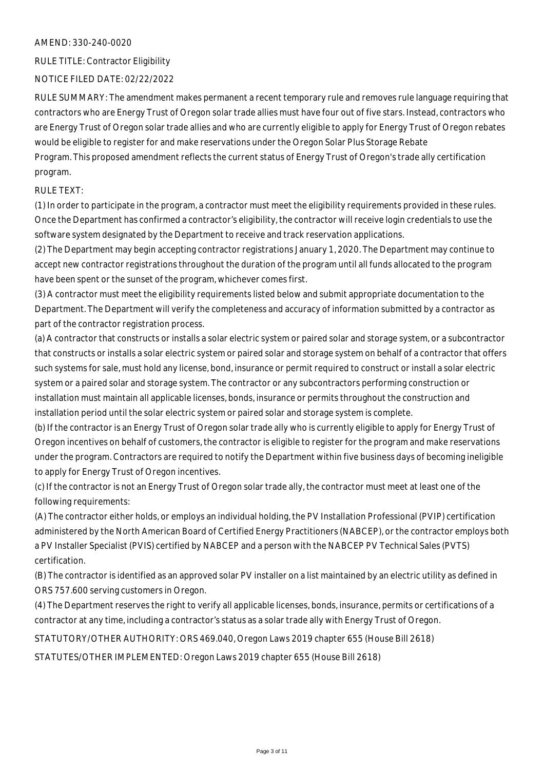AMEND: 330-240-0020

RULE TITLE: Contractor Eligibility

NOTICE FILED DATE: 02/22/2022

RULE SUMMARY: The amendment makes permanent a recent temporary rule and removes rule language requiring that contractors who are Energy Trust of Oregon solar trade allies must have four out of five stars. Instead, contractors who are Energy Trust of Oregon solar trade allies and who are currently eligible to apply for Energy Trust of Oregon rebates would be eligible to register for and make reservations under the Oregon Solar Plus Storage Rebate Program. This proposed amendment reflects the current status of Energy Trust of Oregon's trade ally certification program.

RULE TEXT:

(1) In order to participate in the program, a contractor must meet the eligibility requirements provided in these rules. Once the Department has confirmed a contractor's eligibility, the contractor will receive login credentials to use the software system designated by the Department to receive and track reservation applications.

(2) The Department may begin accepting contractor registrations January 1, 2020. The Department may continue to accept new contractor registrations throughout the duration of the program until all funds allocated to the program have been spent or the sunset of the program, whichever comes first.

(3) A contractor must meet the eligibility requirements listed below and submit appropriate documentation to the Department. The Department will verify the completeness and accuracy of information submitted by a contractor as part of the contractor registration process.

(a) A contractor that constructs or installs a solar electric system or paired solar and storage system, or a subcontractor that constructs or installs a solar electric system or paired solar and storage system on behalf of a contractor that offers such systems for sale, must hold any license, bond, insurance or permit required to construct or install a solar electric system or a paired solar and storage system. The contractor or any subcontractors performing construction or installation must maintain all applicable licenses, bonds, insurance or permits throughout the construction and installation period until the solar electric system or paired solar and storage system is complete.

(b) If the contractor is an Energy Trust of Oregon solar trade ally who is currently eligible to apply for Energy Trust of Oregon incentives on behalf of customers, the contractor is eligible to register for the program and make reservations under the program. Contractors are required to notify the Department within five business days of becoming ineligible to apply for Energy Trust of Oregon incentives.

(c) If the contractor is not an Energy Trust of Oregon solar trade ally, the contractor must meet at least one of the following requirements:

(A) The contractor either holds, or employs an individual holding, the PV Installation Professional (PVIP) certification administered by the North American Board of Certified Energy Practitioners (NABCEP), or the contractor employs both a PV Installer Specialist (PVIS) certified by NABCEP and a person with the NABCEP PV Technical Sales (PVTS) certification.

(B) The contractor is identified as an approved solar PV installer on a list maintained by an electric utility as defined in ORS 757.600 serving customers in Oregon.

(4) The Department reserves the right to verify all applicable licenses, bonds, insurance, permits or certifications of a contractor at any time, including a contractor's status as a solar trade ally with Energy Trust of Oregon.

STATUTORY/OTHER AUTHORITY: ORS 469.040, Oregon Laws 2019 chapter 655 (House Bill 2618)

STATUTES/OTHER IMPLEMENTED: Oregon Laws 2019 chapter 655 (House Bill 2618)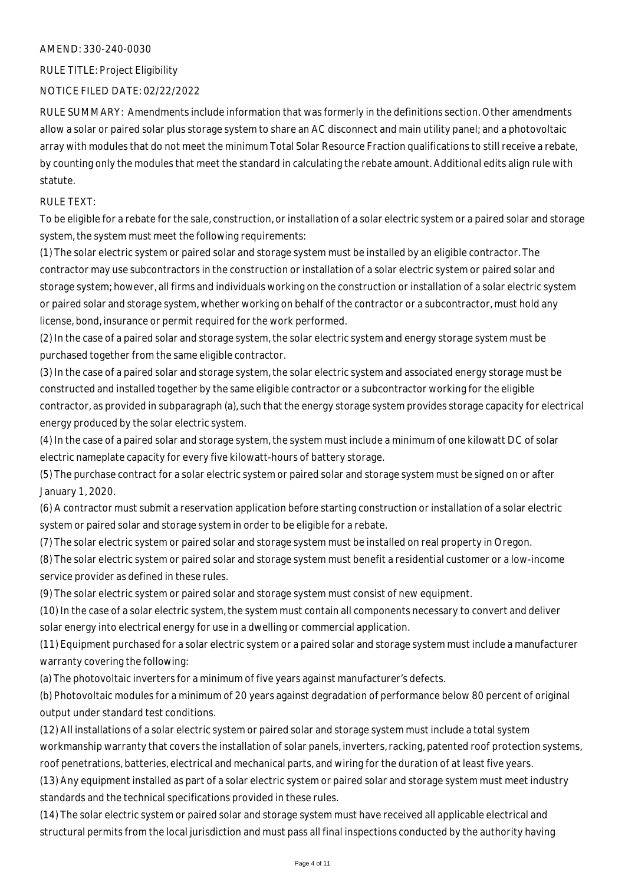AMEND: 330-240-0030

RULE TITLE: Project Eligibility

NOTICE FILED DATE: 02/22/2022

RULE SUMMARY: Amendments include information that was formerly in the definitions section. Other amendments allow a solar or paired solar plus storage system to share an AC disconnect and main utility panel; and a photovoltaic array with modules that do not meet the minimum Total Solar Resource Fraction qualifications to still receive a rebate, by counting only the modules that meet the standard in calculating the rebate amount. Additional edits align rule with statute.

RULE TEXT:

To be eligible for a rebate for the sale, construction, or installation of a solar electric system or a paired solar and storage system, the system must meet the following requirements:

(1) The solar electric system or paired solar and storage system must be installed by an eligible contractor. The contractor may use subcontractors in the construction or installation of a solar electric system or paired solar and storage system; however, all firms and individuals working on the construction or installation of a solar electric system or paired solar and storage system, whether working on behalf of the contractor or a subcontractor, must hold any license, bond, insurance or permit required for the work performed.

(2) In the case of a paired solar and storage system, the solar electric system and energy storage system must be purchased together from the same eligible contractor.

(3) In the case of a paired solar and storage system, the solar electric system and associated energy storage must be constructed and installed together by the same eligible contractor or a subcontractor working for the eligible contractor, as provided in subparagraph (a), such that the energy storage system provides storage capacity for electrical energy produced by the solar electric system.

(4) In the case of a paired solar and storage system, the system must include a minimum of one kilowatt DC of solar electric nameplate capacity for every five kilowatt-hours of battery storage.

(5) The purchase contract for a solar electric system or paired solar and storage system must be signed on or after January 1, 2020.

(6) A contractor must submit a reservation application before starting construction or installation of a solar electric system or paired solar and storage system in order to be eligible for a rebate.

(7) The solar electric system or paired solar and storage system must be installed on real property in Oregon.

(8) The solar electric system or paired solar and storage system must benefit a residential customer or a low-income service provider as defined in these rules.

(9) The solar electric system or paired solar and storage system must consist of new equipment.

(10) In the case of a solar electric system, the system must contain all components necessary to convert and deliver solar energy into electrical energy for use in a dwelling or commercial application.

(11) Equipment purchased for a solar electric system or a paired solar and storage system must include a manufacturer warranty covering the following:

(a) The photovoltaic inverters for a minimum of five years against manufacturer's defects.

(b) Photovoltaic modules for a minimum of 20 years against degradation of performance below 80 percent of original output under standard test conditions.

(12) All installations of a solar electric system or paired solar and storage system must include a total system workmanship warranty that covers the installation of solar panels, inverters, racking, patented roof protection systems, roof penetrations, batteries, electrical and mechanical parts, and wiring for the duration of at least five years.

(13) Any equipment installed as part of a solar electric system or paired solar and storage system must meet industry standards and the technical specifications provided in these rules.

(14) The solar electric system or paired solar and storage system must have received all applicable electrical and structural permits from the local jurisdiction and must pass all final inspections conducted by the authority having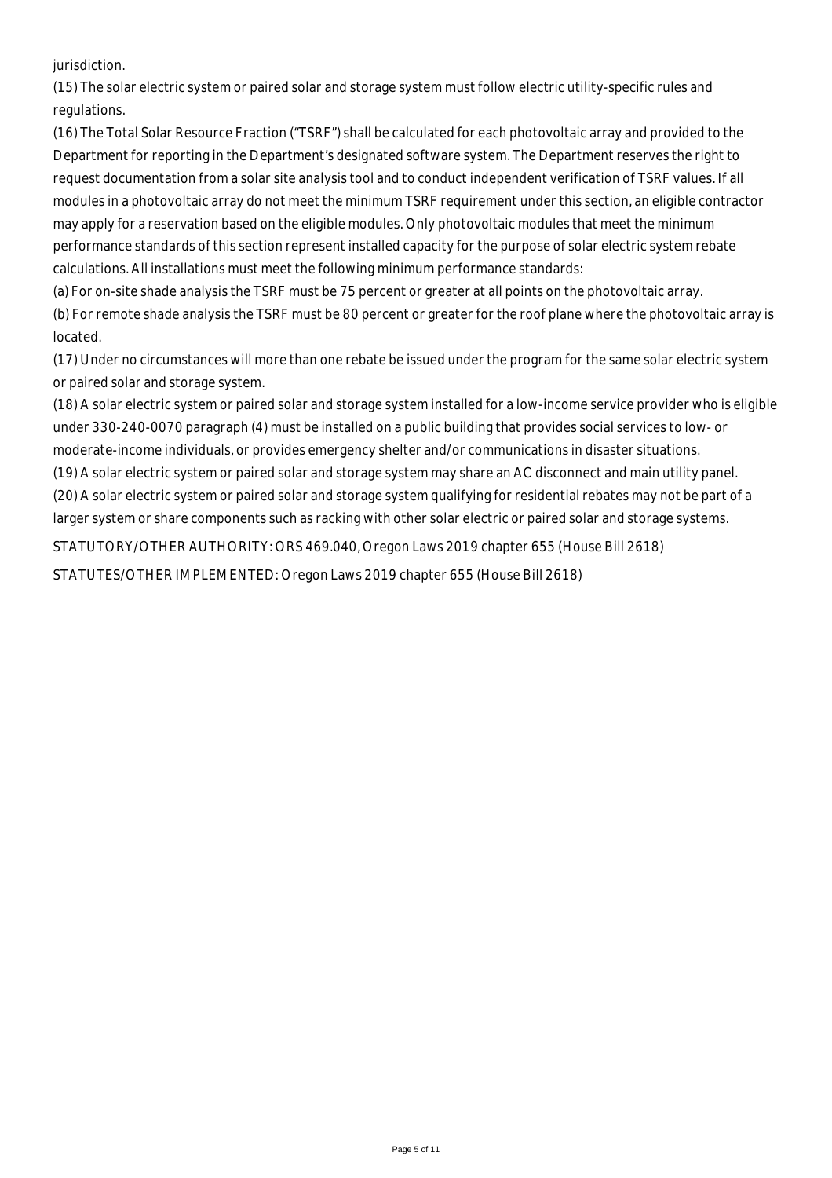jurisdiction.

(15) The solar electric system or paired solar and storage system must follow electric utility-specific rules and regulations.

(16) The Total Solar Resource Fraction ("TSRF") shall be calculated for each photovoltaic array and provided to the Department for reporting in the Department's designated software system. The Department reserves the right to request documentation from a solar site analysis tool and to conduct independent verification of TSRF values. If all modules in a photovoltaic array do not meet the minimum TSRF requirement under this section, an eligible contractor may apply for a reservation based on the eligible modules. Only photovoltaic modules that meet the minimum performance standards of this section represent installed capacity for the purpose of solar electric system rebate calculations. All installations must meet the following minimum performance standards:

(a) For on-site shade analysis the TSRF must be 75 percent or greater at all points on the photovoltaic array.

(b) For remote shade analysis the TSRF must be 80 percent or greater for the roof plane where the photovoltaic array is located.

(17) Under no circumstances will more than one rebate be issued under the program for the same solar electric system or paired solar and storage system.

(18) A solar electric system or paired solar and storage system installed for a low-income service provider who is eligible under 330-240-0070 paragraph (4) must be installed on a public building that provides social services to low- or moderate-income individuals, or provides emergency shelter and/or communications in disaster situations.

(19) A solar electric system or paired solar and storage system may share an AC disconnect and main utility panel.

(20) A solar electric system or paired solar and storage system qualifying for residential rebates may not be part of a larger system or share components such as racking with other solar electric or paired solar and storage systems.

STATUTORY/OTHER AUTHORITY: ORS 469.040, Oregon Laws 2019 chapter 655 (House Bill 2618)

STATUTES/OTHER IMPLEMENTED: Oregon Laws 2019 chapter 655 (House Bill 2618)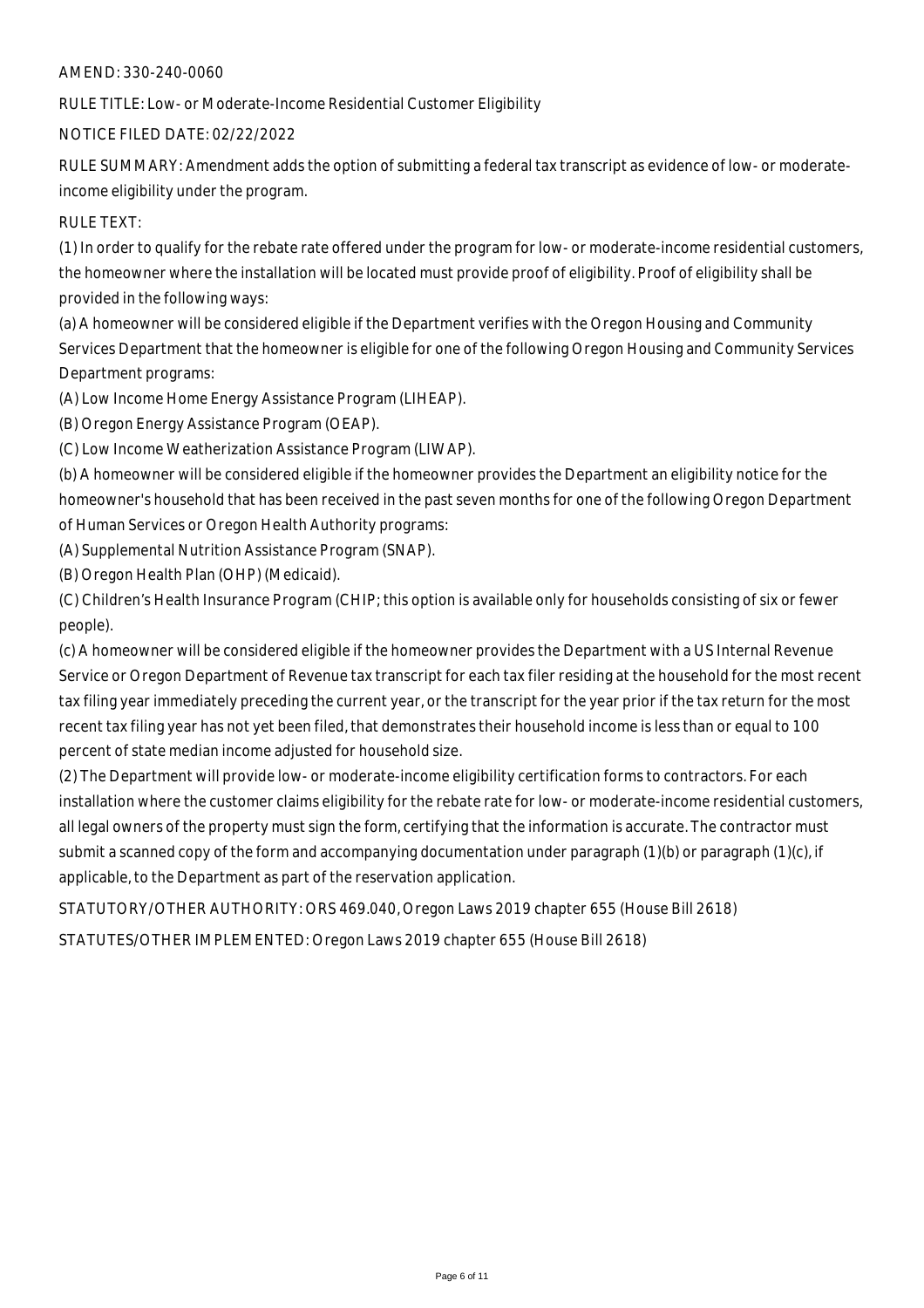AMEND: 330-240-0060

RULE TITLE: Low- or Moderate-Income Residential Customer Eligibility

NOTICE FILED DATE: 02/22/2022

RULE SUMMARY: Amendment adds the option of submitting a federal tax transcript as evidence of low- or moderate-income eligibility under the program.

RULE TEXT:

(1) In order to qualify for the rebate rate offered under the program for low- or moderate-income residential customers, the homeowner where the installation will be located must provide proof of eligibility. Proof of eligibility shall be provided in the following ways:

(a) A homeowner will be considered eligible if the Department verifies with the Oregon Housing and Community Services Department that the homeowner is eligible for one of the following Oregon Housing and Community Services Department programs:

(A) Low Income Home Energy Assistance Program (LIHEAP).

(B) Oregon Energy Assistance Program (OEAP).

(C) Low Income Weatherization Assistance Program (LIWAP).

(b) A homeowner will be considered eligible if the homeowner provides the Department an eligibility notice for the homeowner's household that has been received in the past seven months for one of the following Oregon Department of Human Services or Oregon Health Authority programs:

(A) Supplemental Nutrition Assistance Program (SNAP).

(B) Oregon Health Plan (OHP) (Medicaid).

(C) Children's Health Insurance Program (CHIP; this option is available only for households consisting of six or fewer people).

(c) A homeowner will be considered eligible if the homeowner provides the Department with a US Internal Revenue Service or Oregon Department of Revenue tax transcript for each tax filer residing at the household for the most recent tax filing year immediately preceding the current year, or the transcript for the year prior if the tax return for the most recent tax filing year has not yet been filed, that demonstrates their household income is less than or equal to 100 percent of state median income adjusted for household size.

(2) The Department will provide low- or moderate-income eligibility certification forms to contractors. For each installation where the customer claims eligibility for the rebate rate for low- or moderate-income residential customers, all legal owners of the property must sign the form, certifying that the information is accurate. The contractor must submit a scanned copy of the form and accompanying documentation under paragraph (1)(b) or paragraph (1)(c), if applicable, to the Department as part of the reservation application.

STATUTORY/OTHER AUTHORITY: ORS 469.040, Oregon Laws 2019 chapter 655 (House Bill 2618)

STATUTES/OTHER IMPLEMENTED: Oregon Laws 2019 chapter 655 (House Bill 2618)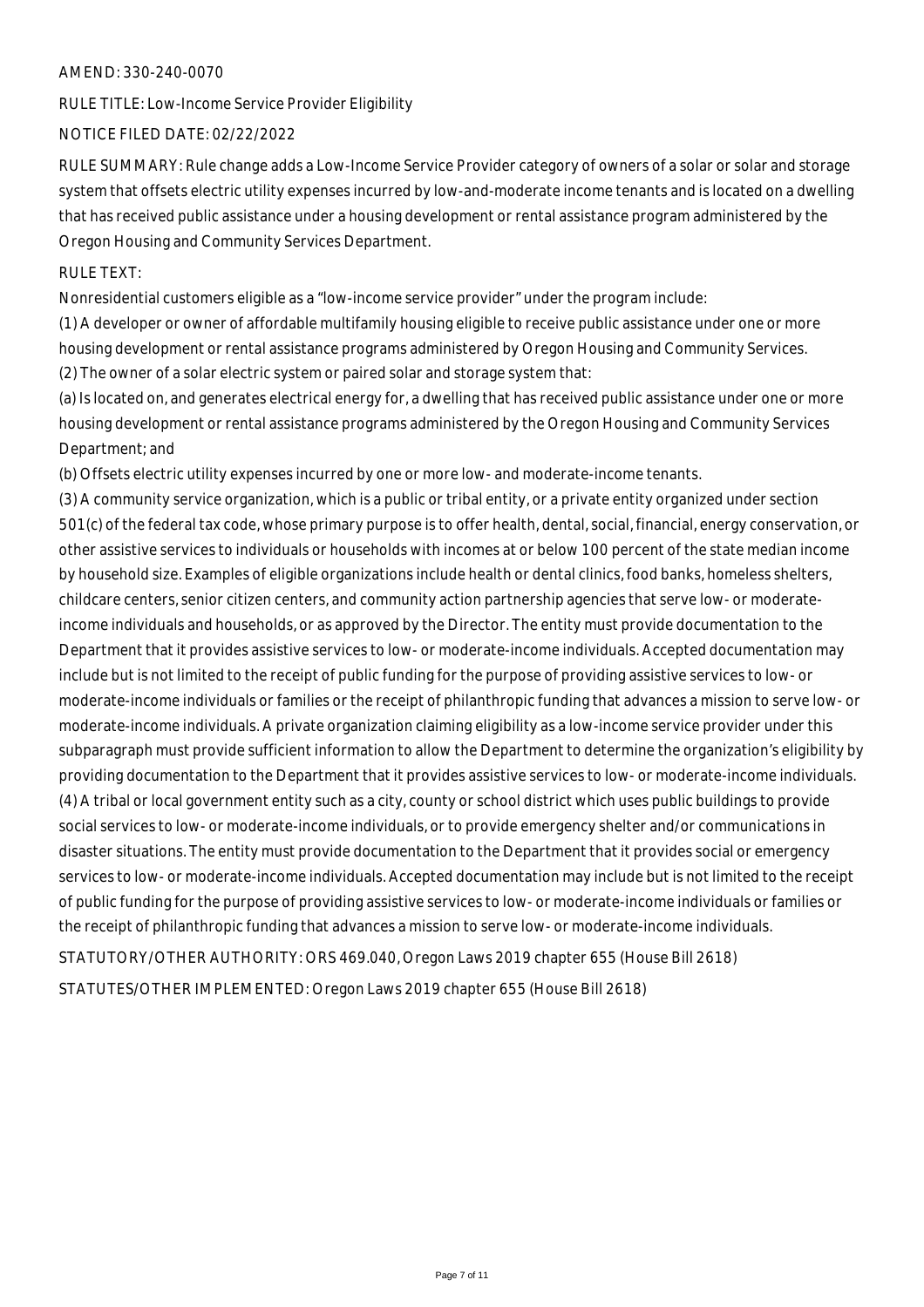AMEND: 330-240-0070

RULE TITLE: Low-Income Service Provider Eligibility

NOTICE FILED DATE: 02/22/2022

RULE SUMMARY: Rule change adds a Low-Income Service Provider category of owners of a solar or solar and storage system that offsets electric utility expenses incurred by low-and-moderate income tenants and is located on a dwelling that has received public assistance under a housing development or rental assistance program administered by the Oregon Housing and Community Services Department.

RULE TEXT:

Nonresidential customers eligible as a "low-income service provider" under the program include:

(1) A developer or owner of affordable multifamily housing eligible to receive public assistance under one or more housing development or rental assistance programs administered by Oregon Housing and Community Services.

(2) The owner of a solar electric system or paired solar and storage system that:

(a) Is located on, and generates electrical energy for, a dwelling that has received public assistance under one or more housing development or rental assistance programs administered by the Oregon Housing and Community Services Department; and

(b) Offsets electric utility expenses incurred by one or more low- and moderate-income tenants.

(3) A community service organization, which is a public or tribal entity, or a private entity organized under section 501(c) of the federal tax code, whose primary purpose is to offer health, dental, social, financial, energy conservation, or other assistive services to individuals or households with incomes at or below 100 percent of the state median income by household size. Examples of eligible organizations include health or dental clinics, food banks, homeless shelters, childcare centers, senior citizen centers, and community action partnership agencies that serve low- or moderate-income individuals and households, or as approved by the Director. The entity must provide documentation to the Department that it provides assistive services to low- or moderate-income individuals. Accepted documentation may include but is not limited to the receipt of public funding for the purpose of providing assistive services to low- or moderate-income individuals or families or the receipt of philanthropic funding that advances a mission to serve low- or moderate-income individuals. A private organization claiming eligibility as a low-income service provider under this subparagraph must provide sufficient information to allow the Department to determine the organization's eligibility by providing documentation to the Department that it provides assistive services to low- or moderate-income individuals.

(4) A tribal or local government entity such as a city, county or school district which uses public buildings to provide social services to low- or moderate-income individuals, or to provide emergency shelter and/or communications in disaster situations. The entity must provide documentation to the Department that it provides social or emergency services to low- or moderate-income individuals. Accepted documentation may include but is not limited to the receipt of public funding for the purpose of providing assistive services to low- or moderate-income individuals or families or the receipt of philanthropic funding that advances a mission to serve low- or moderate-income individuals.

STATUTORY/OTHER AUTHORITY: ORS 469.040, Oregon Laws 2019 chapter 655 (House Bill 2618)

STATUTES/OTHER IMPLEMENTED: Oregon Laws 2019 chapter 655 (House Bill 2618)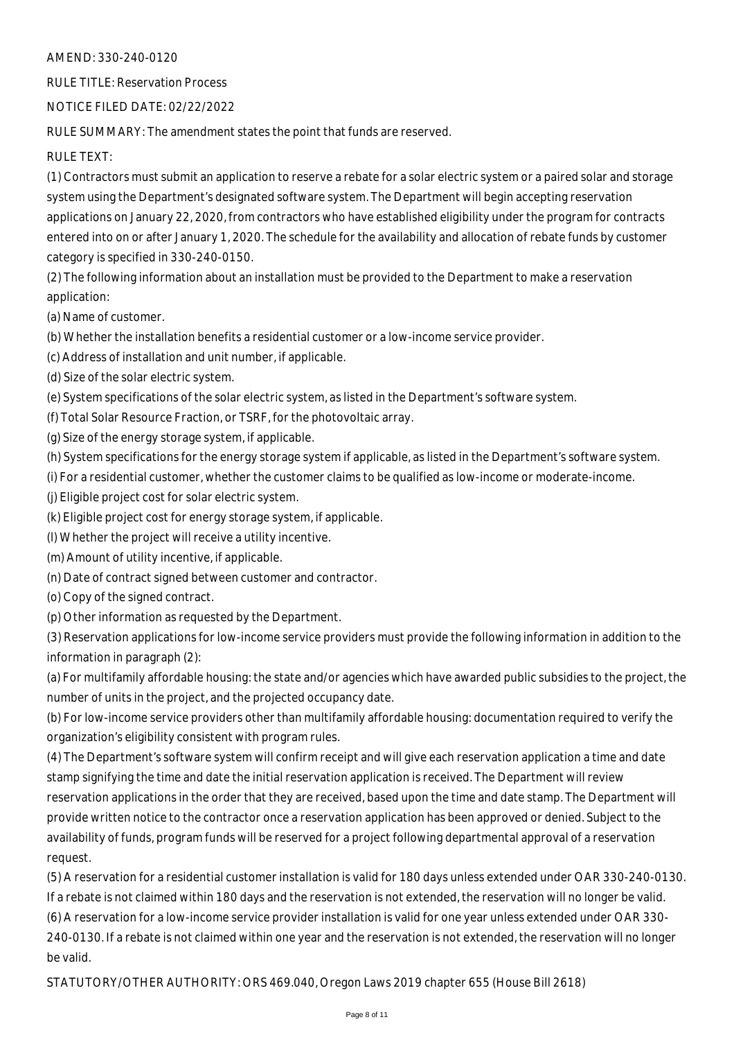AMEND: 330-240-0120

RULE TITLE: Reservation Process

NOTICE FILED DATE: 02/22/2022

RULE SUMMARY: The amendment states the point that funds are reserved.

RULE TEXT:

(1) Contractors must submit an application to reserve a rebate for a solar electric system or a paired solar and storage system using the Department's designated software system. The Department will begin accepting reservation applications on January 22, 2020, from contractors who have established eligibility under the program for contracts entered into on or after January 1, 2020. The schedule for the availability and allocation of rebate funds by customer category is specified in 330-240-0150.

(2) The following information about an installation must be provided to the Department to make a reservation application:

(a) Name of customer.

(b) Whether the installation benefits a residential customer or a low-income service provider.

(c) Address of installation and unit number, if applicable.

(d) Size of the solar electric system.

(e) System specifications of the solar electric system, as listed in the Department's software system.

(f) Total Solar Resource Fraction, or TSRF, for the photovoltaic array.

(g) Size of the energy storage system, if applicable.

(h) System specifications for the energy storage system if applicable, as listed in the Department's software system.

(i) For a residential customer, whether the customer claims to be qualified as low-income or moderate-income.

(j) Eligible project cost for solar electric system.

(k) Eligible project cost for energy storage system, if applicable.

(l) Whether the project will receive a utility incentive.

(m) Amount of utility incentive, if applicable.

(n) Date of contract signed between customer and contractor.

(o) Copy of the signed contract.

(p) Other information as requested by the Department.

(3) Reservation applications for low-income service providers must provide the following information in addition to the information in paragraph (2):

(a) For multifamily affordable housing: the state and/or agencies which have awarded public subsidies to the project, the number of units in the project, and the projected occupancy date.

(b) For low-income service providers other than multifamily affordable housing: documentation required to verify the organization's eligibility consistent with program rules.

(4) The Department's software system will confirm receipt and will give each reservation application a time and date stamp signifying the time and date the initial reservation application is received. The Department will review reservation applications in the order that they are received, based upon the time and date stamp. The Department will provide written notice to the contractor once a reservation application has been approved or denied. Subject to the availability of funds, program funds will be reserved for a project following departmental approval of a reservation request.

(5) A reservation for a residential customer installation is valid for 180 days unless extended under OAR 330-240-0130. If a rebate is not claimed within 180 days and the reservation is not extended, the reservation will no longer be valid.

(6) A reservation for a low-income service provider installation is valid for one year unless extended under OAR 330-240-0130. If a rebate is not claimed within one year and the reservation is not extended, the reservation will no longer be valid.

STATUTORY/OTHER AUTHORITY: ORS 469.040, Oregon Laws 2019 chapter 655 (House Bill 2618)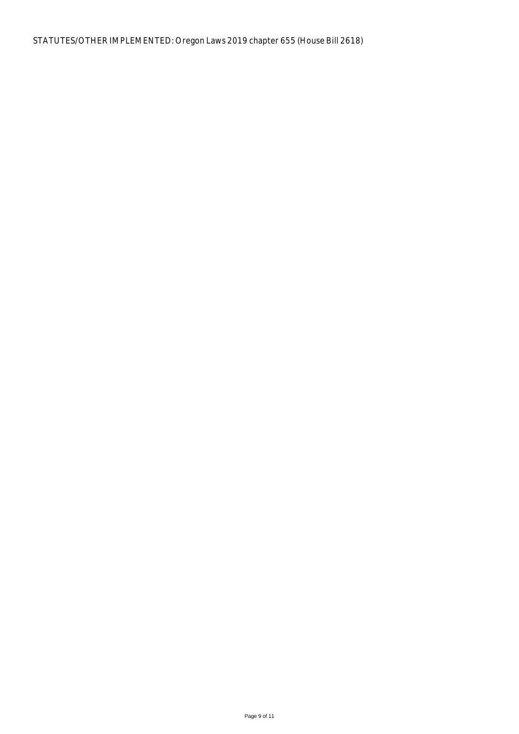STATUTES/OTHER IMPLEMENTED: Oregon Laws 2019 chapter 655 (House Bill 2618)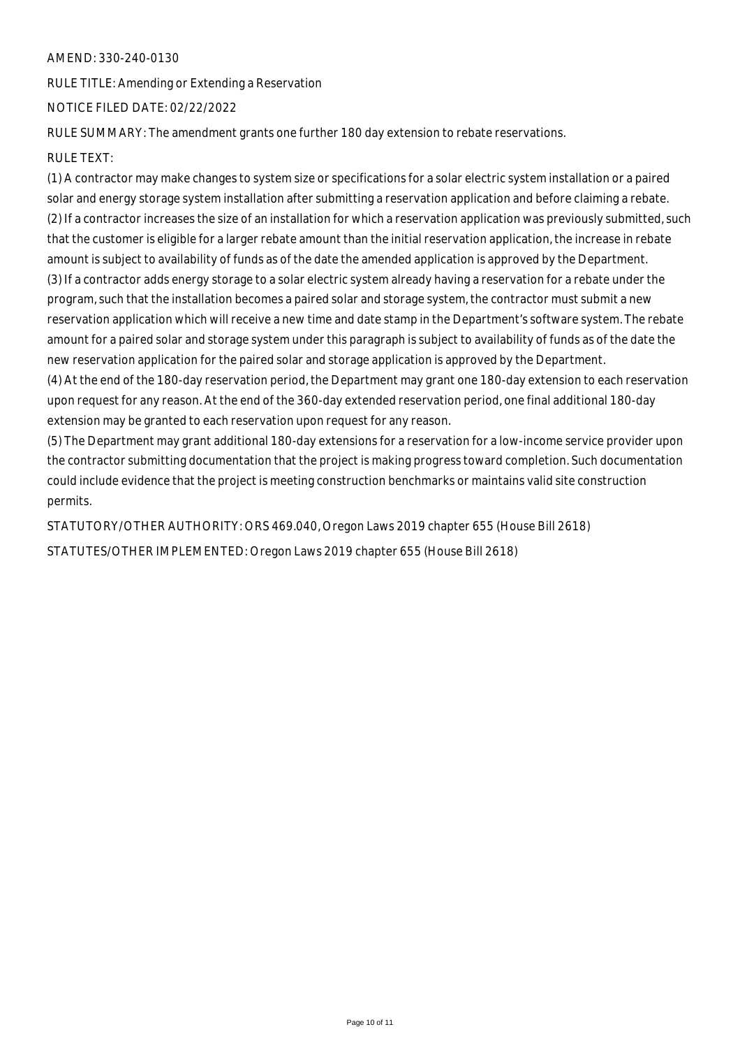AMEND: 330-240-0130

RULE TITLE: Amending or Extending a Reservation

NOTICE FILED DATE: 02/22/2022

RULE SUMMARY: The amendment grants one further 180 day extension to rebate reservations.

RULE TEXT:

(1) A contractor may make changes to system size or specifications for a solar electric system installation or a paired solar and energy storage system installation after submitting a reservation application and before claiming a rebate.

(2) If a contractor increases the size of an installation for which a reservation application was previously submitted, such that the customer is eligible for a larger rebate amount than the initial reservation application, the increase in rebate amount is subject to availability of funds as of the date the amended application is approved by the Department.

(3) If a contractor adds energy storage to a solar electric system already having a reservation for a rebate under the program, such that the installation becomes a paired solar and storage system, the contractor must submit a new reservation application which will receive a new time and date stamp in the Department's software system. The rebate amount for a paired solar and storage system under this paragraph is subject to availability of funds as of the date the new reservation application for the paired solar and storage application is approved by the Department.

(4) At the end of the 180-day reservation period, the Department may grant one 180-day extension to each reservation upon request for any reason. At the end of the 360-day extended reservation period, one final additional 180-day extension may be granted to each reservation upon request for any reason.

(5) The Department may grant additional 180-day extensions for a reservation for a low-income service provider upon the contractor submitting documentation that the project is making progress toward completion. Such documentation could include evidence that the project is meeting construction benchmarks or maintains valid site construction permits.

STATUTORY/OTHER AUTHORITY: ORS 469.040, Oregon Laws 2019 chapter 655 (House Bill 2618)

STATUTES/OTHER IMPLEMENTED: Oregon Laws 2019 chapter 655 (House Bill 2618)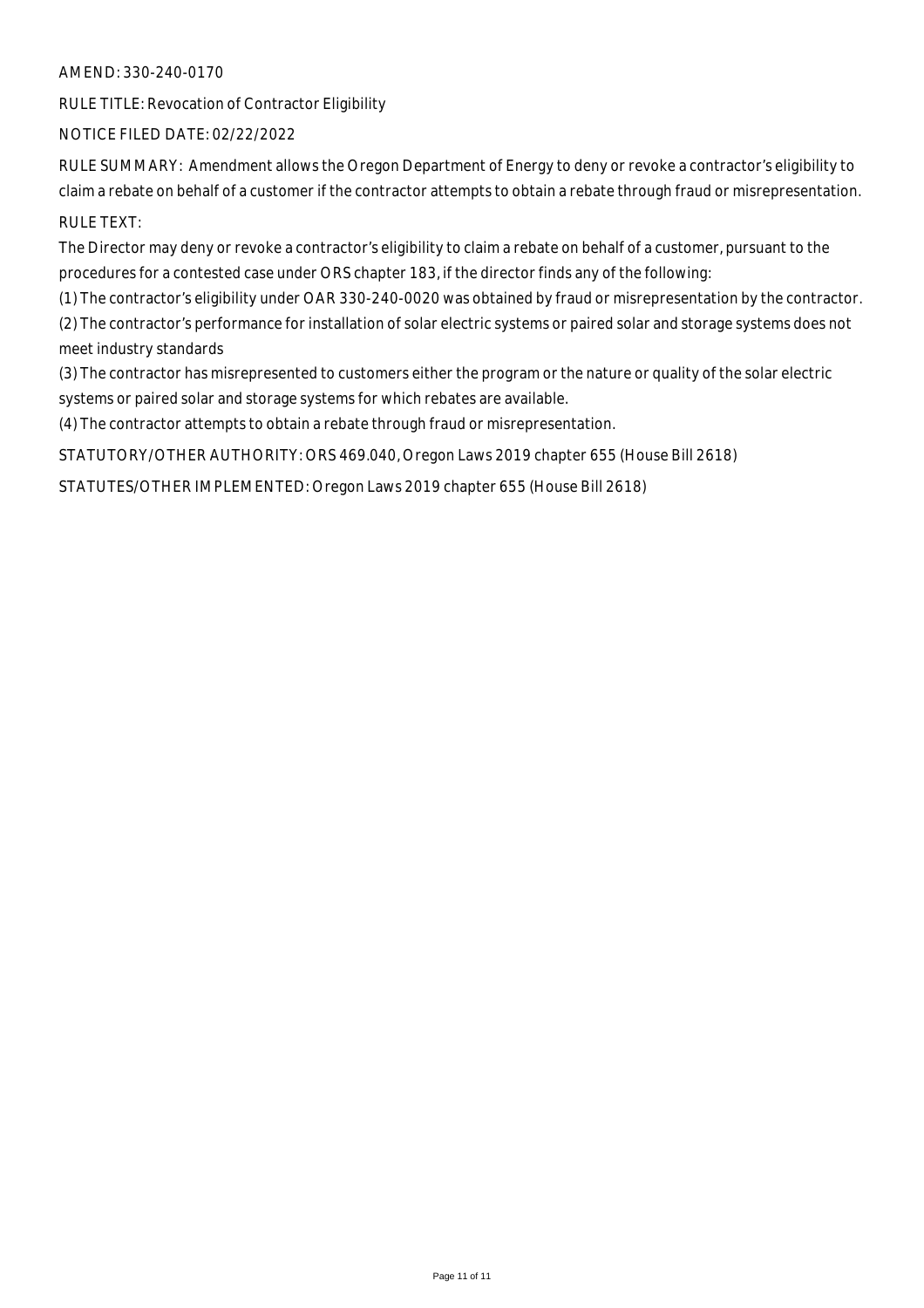AMEND: 330-240-0170

RULE TITLE: Revocation of Contractor Eligibility

NOTICE FILED DATE: 02/22/2022

RULE SUMMARY: Amendment allows the Oregon Department of Energy to deny or revoke a contractor's eligibility to claim a rebate on behalf of a customer if the contractor attempts to obtain a rebate through fraud or misrepresentation.

RULE TEXT:

The Director may deny or revoke a contractor's eligibility to claim a rebate on behalf of a customer, pursuant to the procedures for a contested case under ORS chapter 183, if the director finds any of the following:

(1) The contractor's eligibility under OAR 330-240-0020 was obtained by fraud or misrepresentation by the contractor.

(2) The contractor's performance for installation of solar electric systems or paired solar and storage systems does not meet industry standards

(3) The contractor has misrepresented to customers either the program or the nature or quality of the solar electric systems or paired solar and storage systems for which rebates are available.

(4) The contractor attempts to obtain a rebate through fraud or misrepresentation.

STATUTORY/OTHER AUTHORITY: ORS 469.040, Oregon Laws 2019 chapter 655 (House Bill 2618)

STATUTES/OTHER IMPLEMENTED: Oregon Laws 2019 chapter 655 (House Bill 2618)